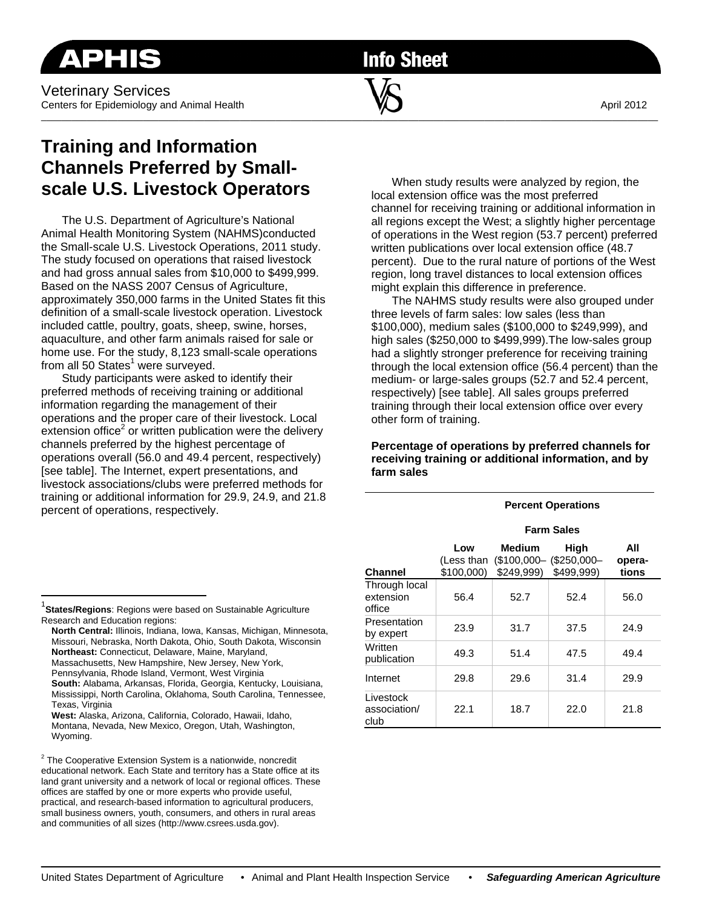APHIS Info Sheet

Veterinary Services
Centers for Epidemiology and Animal Health

April 2012

# Training and Information Channels Preferred by Small-scale U.S. Livestock Operators

The U.S. Department of Agriculture's National Animal Health Monitoring System (NAHMS)conducted the Small-scale U.S. Livestock Operations, 2011 study. The study focused on operations that raised livestock and had gross annual sales from $10,000 to $499,999. Based on the NASS 2007 Census of Agriculture, approximately 350,000 farms in the United States fit this definition of a small-scale livestock operation. Livestock included cattle, poultry, goats, sheep, swine, horses, aquaculture, and other farm animals raised for sale or home use. For the study, 8,123 small-scale operations from all 50 States[1] were surveyed.

Study participants were asked to identify their preferred methods of receiving training or additional information regarding the management of their operations and the proper care of their livestock. Local extension office[2] or written publication were the delivery channels preferred by the highest percentage of operations overall (56.0 and 49.4 percent, respectively) [see table]. The Internet, expert presentations, and livestock associations/clubs were preferred methods for training or additional information for 29.9, 24.9, and 21.8 percent of operations, respectively.

When study results were analyzed by region, the local extension office was the most preferred channel for receiving training or additional information in all regions except the West; a slightly higher percentage of operations in the West region (53.7 percent) preferred written publications over local extension office (48.7 percent). Due to the rural nature of portions of the West region, long travel distances to local extension offices might explain this difference in preference.

The NAHMS study results were also grouped under three levels of farm sales: low sales (less than $100,000), medium sales ($100,000 to $249,999), and high sales ($250,000 to $499,999).The low-sales group had a slightly stronger preference for receiving training through the local extension office (56.4 percent) than the medium- or large-sales groups (52.7 and 52.4 percent, respectively) [see table]. All sales groups preferred training through their local extension office over every other form of training.

**Percentage of operations by preferred channels for receiving training or additional information, and by farm sales**

| | Percent Operations | | | |
|---|---|---|---|---|
| | Farm Sales | | | |
| Channel | Low (Less than $100,000) | Medium ($100,000– $249,999) | High ($250,000– $499,999) | All operations |
| Through local extension office | 56.4 | 52.7 | 52.4 | 56.0 |
| Presentation by expert | 23.9 | 31.7 | 37.5 | 24.9 |
| Written publication | 49.3 | 51.4 | 47.5 | 49.4 |
| Internet | 29.8 | 29.6 | 31.4 | 29.9 |
| Livestock association/ club | 22.1 | 18.7 | 22.0 | 21.8 |

[1] **States/Regions**: Regions were based on Sustainable Agriculture Research and Education regions:
**North Central:** Illinois, Indiana, Iowa, Kansas, Michigan, Minnesota, Missouri, Nebraska, North Dakota, Ohio, South Dakota, Wisconsin
**Northeast:** Connecticut, Delaware, Maine, Maryland, Massachusetts, New Hampshire, New Jersey, New York, Pennsylvania, Rhode Island, Vermont, West Virginia
**South:** Alabama, Arkansas, Florida, Georgia, Kentucky, Louisiana, Mississippi, North Carolina, Oklahoma, South Carolina, Tennessee, Texas, Virginia
**West:** Alaska, Arizona, California, Colorado, Hawaii, Idaho, Montana, Nevada, New Mexico, Oregon, Utah, Washington, Wyoming.

[2] The Cooperative Extension System is a nationwide, noncredit educational network. Each State and territory has a State office at its land grant university and a network of local or regional offices. These offices are staffed by one or more experts who provide useful, practical, and research-based information to agricultural producers, small business owners, youth, consumers, and others in rural areas and communities of all sizes (http://www.csrees.usda.gov).

United States Department of Agriculture • Animal and Plant Health Inspection Service • ***Safeguarding American Agriculture***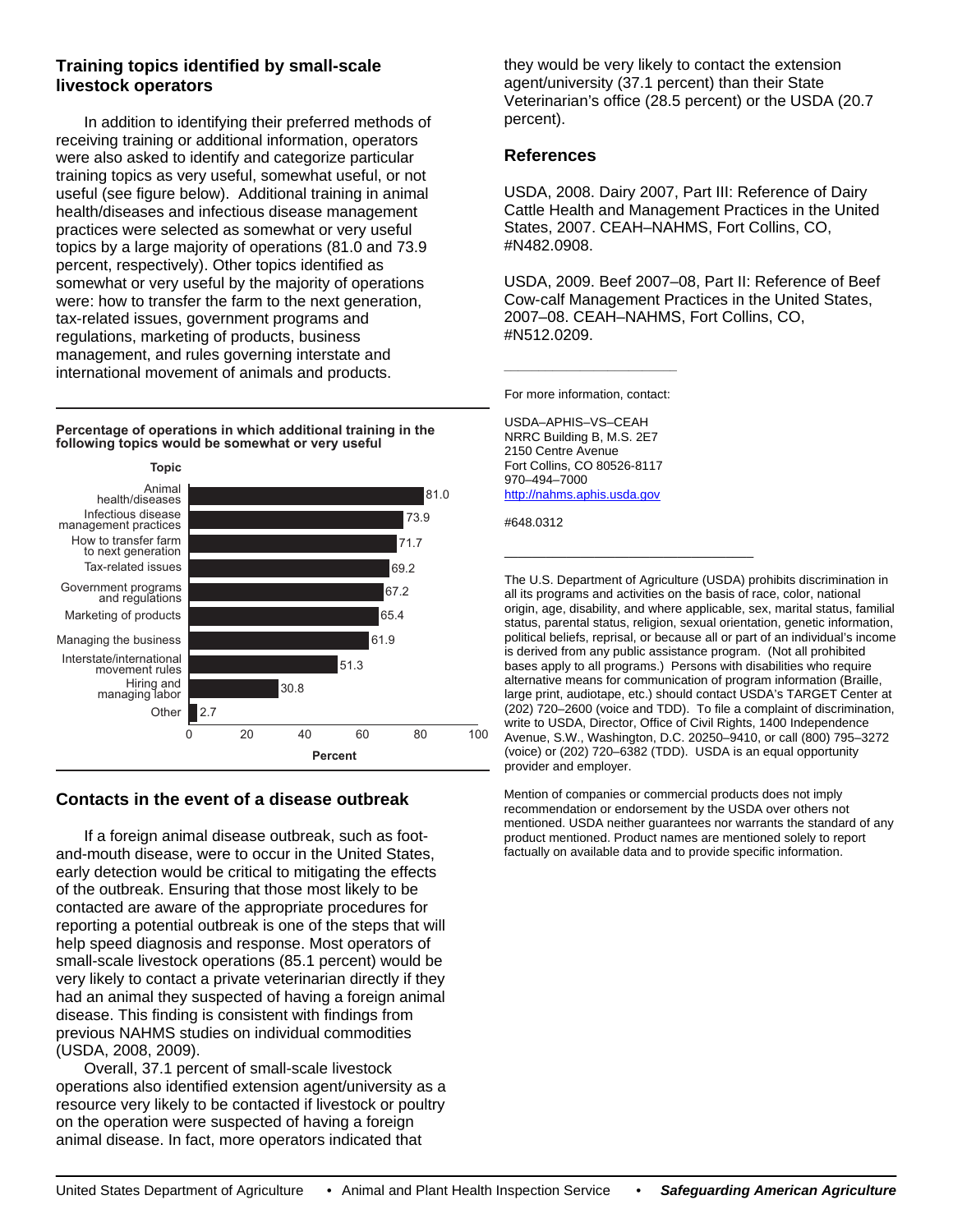## Training topics identified by small-scale livestock operators

In addition to identifying their preferred methods of receiving training or additional information, operators were also asked to identify and categorize particular training topics as very useful, somewhat useful, or not useful (see figure below). Additional training in animal health/diseases and infectious disease management practices were selected as somewhat or very useful topics by a large majority of operations (81.0 and 73.9 percent, respectively). Other topics identified as somewhat or very useful by the majority of operations were: how to transfer the farm to the next generation, tax-related issues, government programs and regulations, marketing of products, business management, and rules governing interstate and international movement of animals and products.

**Percentage of operations in which additional training in the following topics would be somewhat or very useful**

Topic

Animal health/diseases 81.0
Infectious disease management practices 73.9
How to transfer farm to next generation 71.7
Tax-related issues 69.2
Government programs and regulations 67.2
Marketing of products 65.4
Managing the business 61.9
Interstate/international movement rules 51.3
Hiring and managing labor 30.8
Other 2.7

0 20 40 60 80 100

Percent

## Contacts in the event of a disease outbreak

If a foreign animal disease outbreak, such as foot-and-mouth disease, were to occur in the United States, early detection would be critical to mitigating the effects of the outbreak. Ensuring that those most likely to be contacted are aware of the appropriate procedures for reporting a potential outbreak is one of the steps that will help speed diagnosis and response. Most operators of small-scale livestock operations (85.1 percent) would be very likely to contact a private veterinarian directly if they had an animal they suspected of having a foreign animal disease. This finding is consistent with findings from previous NAHMS studies on individual commodities (USDA, 2008, 2009).

Overall, 37.1 percent of small-scale livestock operations also identified extension agent/university as a resource very likely to be contacted if livestock or poultry on the operation were suspected of having a foreign animal disease. In fact, more operators indicated that they would be very likely to contact the extension agent/university (37.1 percent) than their State Veterinarian's office (28.5 percent) or the USDA (20.7 percent).

## References

USDA, 2008. Dairy 2007, Part III: Reference of Dairy Cattle Health and Management Practices in the United States, 2007. CEAH–NAHMS, Fort Collins, CO, #N482.0908.

USDA, 2009. Beef 2007–08, Part II: Reference of Beef Cow-calf Management Practices in the United States, 2007–08. CEAH–NAHMS, Fort Collins, CO, #N512.0209.

---

For more information, contact:

USDA–APHIS–VS–CEAH
NRRC Building B, M.S. 2E7
2150 Centre Avenue
Fort Collins, CO 80526-8117
970–494–7000
http://nahms.aphis.usda.gov

#648.0312

---

The U.S. Department of Agriculture (USDA) prohibits discrimination in all its programs and activities on the basis of race, color, national origin, age, disability, and where applicable, sex, marital status, familial status, parental status, religion, sexual orientation, genetic information, political beliefs, reprisal, or because all or part of an individual's income is derived from any public assistance program. (Not all prohibited bases apply to all programs.) Persons with disabilities who require alternative means for communication of program information (Braille, large print, audiotape, etc.) should contact USDA's TARGET Center at (202) 720–2600 (voice and TDD). To file a complaint of discrimination, write to USDA, Director, Office of Civil Rights, 1400 Independence Avenue, S.W., Washington, D.C. 20250–9410, or call (800) 795–3272 (voice) or (202) 720–6382 (TDD). USDA is an equal opportunity provider and employer.

Mention of companies or commercial products does not imply recommendation or endorsement by the USDA over others not mentioned. USDA neither guarantees nor warrants the standard of any product mentioned. Product names are mentioned solely to report factually on available data and to provide specific information.